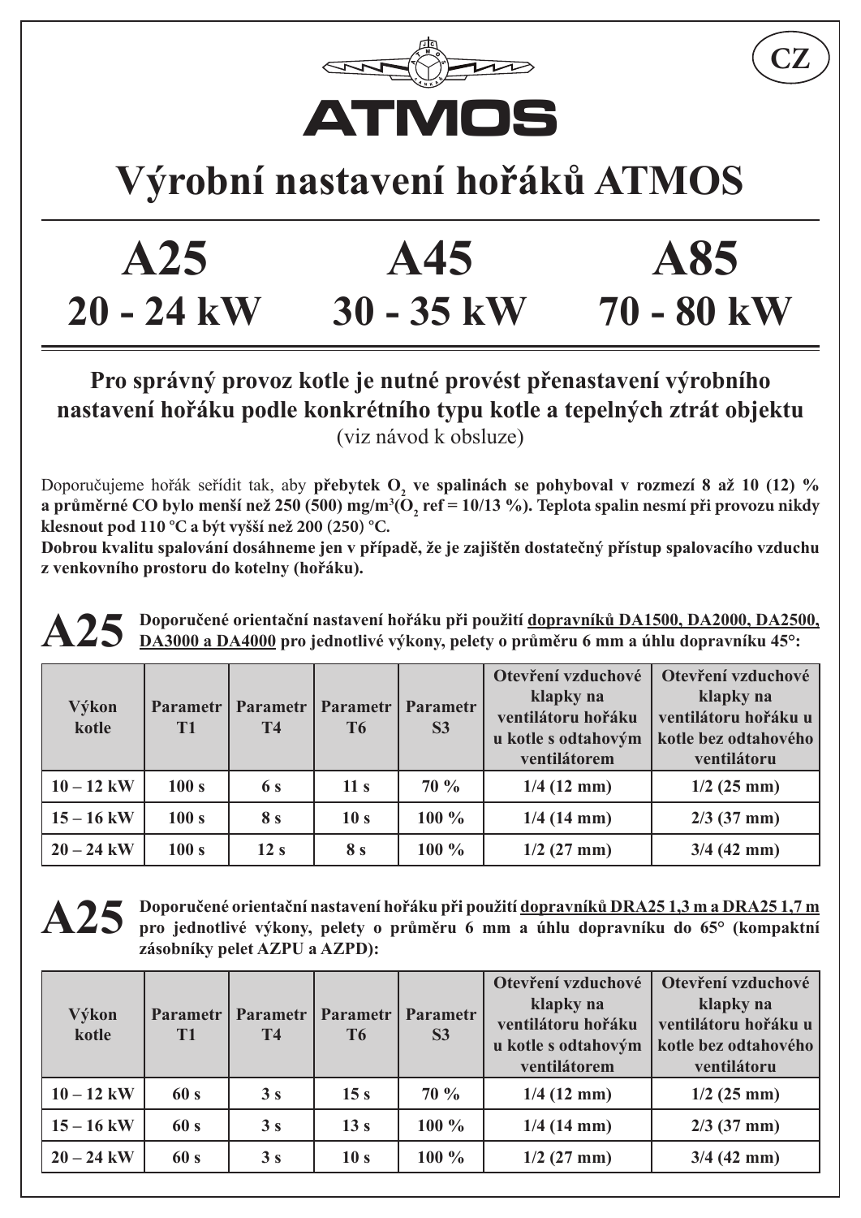CZ

ATMOS

# Výrobní nastavení hořáků ATMOS

| A25 | A45 | A85 |
| --- | --- | --- |
| 20 - 24 kW | 30 - 35 kW | 70 - 80 kW |

## Pro správný provoz kotle je nutné provést přenastavení výrobního nastavení hořáku podle konkrétního typu kotle a tepelných ztrát objektu

(viz návod k obsluze)

Doporučujeme hořák seřídit tak, aby **přebytek $O_2$ ve spalinách se pohyboval v rozmezí 8 až 10 (12) % a průměrné CO bylo menší než 250 (500) mg/m³($O_2$ ref = 10/13 %). Teplota spalin nesmí při provozu nikdy klesnout pod 110 °C a být vyšší než 200 (250) °C.**

**Dobrou kvalitu spalování dosáhneme jen v případě, že je zajištěn dostatečný přístup spalovacího vzduchu z venkovního prostoru do kotelny (hořáku).**

### A25

**Doporučené orientační nastavení hořáku při použití dopravníků DA1500, DA2000, DA2500, DA3000 a DA4000 pro jednotlivé výkony, pelety o průměru 6 mm a úhlu dopravníku 45°:**

| Výkon kotle | Parametr T1 | Parametr T4 | Parametr T6 | Parametr S3 | Otevření vzduchové klapky na ventilátoru hořáku u kotle s odtahovým ventilátorem | Otevření vzduchové klapky na ventilátoru hořáku u kotle bez odtahového ventilátoru |
| --- | --- | --- | --- | --- | --- | --- |
| 10 – 12 kW | 100 s | 6 s | 11 s | 70 % | 1/4 (12 mm) | 1/2 (25 mm) |
| 15 – 16 kW | 100 s | 8 s | 10 s | 100 % | 1/4 (14 mm) | 2/3 (37 mm) |
| 20 – 24 kW | 100 s | 12 s | 8 s | 100 % | 1/2 (27 mm) | 3/4 (42 mm) |

### A25

**Doporučené orientační nastavení hořáku při použití dopravníků DRA25 1,3 m a DRA25 1,7 m pro jednotlivé výkony, pelety o průměru 6 mm a úhlu dopravníku do 65° (kompaktní zásobníky pelet AZPU a AZPD):**

| Výkon kotle | Parametr T1 | Parametr T4 | Parametr T6 | Parametr S3 | Otevření vzduchové klapky na ventilátoru hořáku u kotle s odtahovým ventilátorem | Otevření vzduchové klapky na ventilátoru hořáku u kotle bez odtahového ventilátoru |
| --- | --- | --- | --- | --- | --- | --- |
| 10 – 12 kW | 60 s | 3 s | 15 s | 70 % | 1/4 (12 mm) | 1/2 (25 mm) |
| 15 – 16 kW | 60 s | 3 s | 13 s | 100 % | 1/4 (14 mm) | 2/3 (37 mm) |
| 20 – 24 kW | 60 s | 3 s | 10 s | 100 % | 1/2 (27 mm) | 3/4 (42 mm) |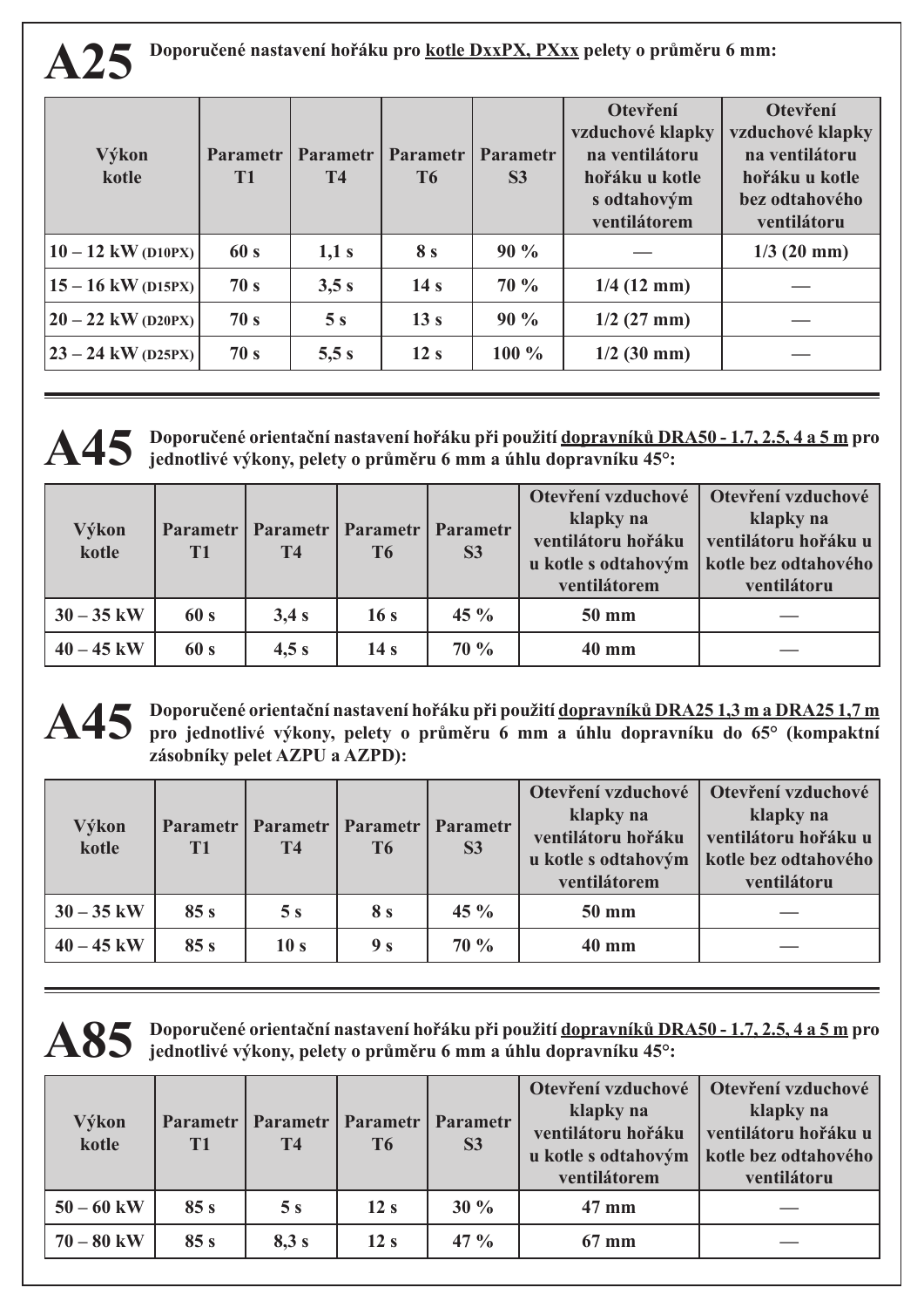## A25

**Doporučené nastavení hořáku pro kotle DxxPX, PXxx pelety o průměru 6 mm:**

| Výkon kotle | Parametr T1 | Parametr T4 | Parametr T6 | Parametr S3 | Otevření vzduchové klapky na ventilátoru hořáku u kotle s odtahovým ventilátorem | Otevření vzduchové klapky na ventilátoru hořáku u kotle bez odtahového ventilátoru |
|---|---|---|---|---|---|---|
| 10 – 12 kW (D10PX) | 60 s | 1,1 s | 8 s | 90 % | — | 1/3 (20 mm) |
| 15 – 16 kW (D15PX) | 70 s | 3,5 s | 14 s | 70 % | 1/4 (12 mm) | — |
| 20 – 22 kW (D20PX) | 70 s | 5 s | 13 s | 90 % | 1/2 (27 mm) | — |
| 23 – 24 kW (D25PX) | 70 s | 5,5 s | 12 s | 100 % | 1/2 (30 mm) | — |

## A45

**Doporučené orientační nastavení hořáku při použití dopravníků DRA50 - 1.7, 2.5, 4 a 5 m pro jednotlivé výkony, pelety o průměru 6 mm a úhlu dopravníku 45°:**

| Výkon kotle | Parametr T1 | Parametr T4 | Parametr T6 | Parametr S3 | Otevření vzduchové klapky na ventilátoru hořáku u kotle s odtahovým ventilátorem | Otevření vzduchové klapky na ventilátoru hořáku u kotle bez odtahového ventilátoru |
|---|---|---|---|---|---|---|
| 30 – 35 kW | 60 s | 3,4 s | 16 s | 45 % | 50 mm | — |
| 40 – 45 kW | 60 s | 4,5 s | 14 s | 70 % | 40 mm | — |

## A45

**Doporučené orientační nastavení hořáku při použití dopravníků DRA25 1,3 m a DRA25 1,7 m pro jednotlivé výkony, pelety o průměru 6 mm a úhlu dopravníku do 65° (kompaktní zásobníky pelet AZPU a AZPD):**

| Výkon kotle | Parametr T1 | Parametr T4 | Parametr T6 | Parametr S3 | Otevření vzduchové klapky na ventilátoru hořáku u kotle s odtahovým ventilátorem | Otevření vzduchové klapky na ventilátoru hořáku u kotle bez odtahového ventilátoru |
|---|---|---|---|---|---|---|
| 30 – 35 kW | 85 s | 5 s | 8 s | 45 % | 50 mm | — |
| 40 – 45 kW | 85 s | 10 s | 9 s | 70 % | 40 mm | — |

## A85

**Doporučené orientační nastavení hořáku při použití dopravníků DRA50 - 1.7, 2.5, 4 a 5 m pro jednotlivé výkony, pelety o průměru 6 mm a úhlu dopravníku 45°:**

| Výkon kotle | Parametr T1 | Parametr T4 | Parametr T6 | Parametr S3 | Otevření vzduchové klapky na ventilátoru hořáku u kotle s odtahovým ventilátorem | Otevření vzduchové klapky na ventilátoru hořáku u kotle bez odtahového ventilátoru |
|---|---|---|---|---|---|---|
| 50 – 60 kW | 85 s | 5 s | 12 s | 30 % | 47 mm | — |
| 70 – 80 kW | 85 s | 8,3 s | 12 s | 47 % | 67 mm | — |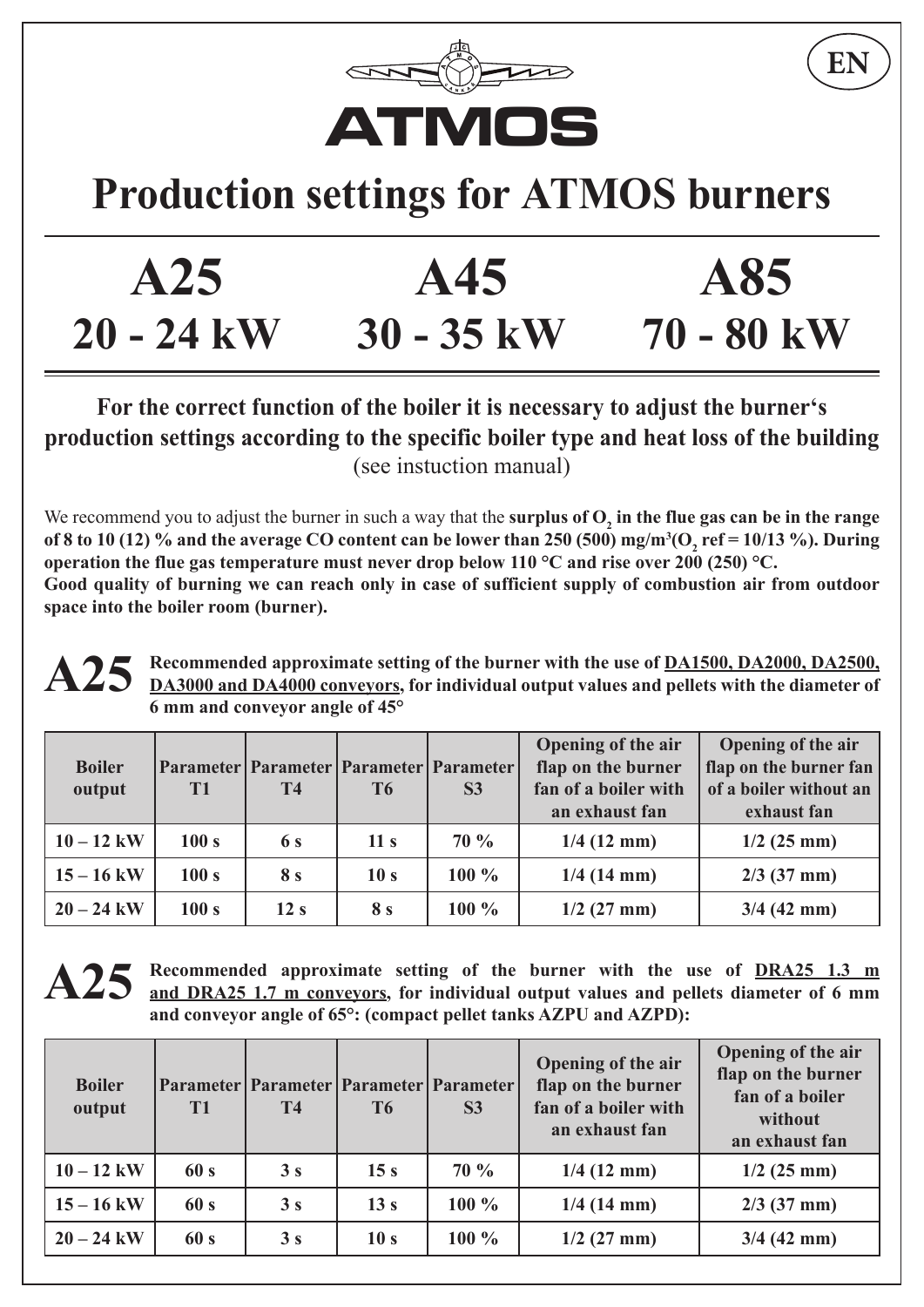ATMOS

EN

# Production settings for ATMOS burners

| A25 | A45 | A85 |
|---|---|---|
| 20 - 24 kW | 30 - 35 kW | 70 - 80 kW |

**For the correct function of the boiler it is necessary to adjust the burner's production settings according to the specific boiler type and heat loss of the building** (see instuction manual)

We recommend you to adjust the burner in such a way that the **surplus of $O_2$ in the flue gas can be in the range of 8 to 10 (12) % and the average CO content can be lower than 250 (500) mg/m$^3$($O_2$ ref = 10/13 %). During operation the flue gas temperature must never drop below 110 °C and rise over 200 (250) °C.**
**Good quality of burning we can reach only in case of sufficient supply of combustion air from outdoor space into the boiler room (burner).**

**A25** **Recommended approximate setting of the burner with the use of DA1500, DA2000, DA2500, DA3000 and DA4000 conveyors, for individual output values and pellets with the diameter of 6 mm and conveyor angle of 45°**

| Boiler output | Parameter T1 | Parameter T4 | Parameter T6 | Parameter S3 | Opening of the air flap on the burner fan of a boiler with an exhaust fan | Opening of the air flap on the burner fan of a boiler without an exhaust fan |
|---|---|---|---|---|---|---|
| 10 – 12 kW | 100 s | 6 s | 11 s | 70 % | 1/4 (12 mm) | 1/2 (25 mm) |
| 15 – 16 kW | 100 s | 8 s | 10 s | 100 % | 1/4 (14 mm) | 2/3 (37 mm) |
| 20 – 24 kW | 100 s | 12 s | 8 s | 100 % | 1/2 (27 mm) | 3/4 (42 mm) |

**A25** **Recommended approximate setting of the burner with the use of DRA25 1.3 m and DRA25 1.7 m conveyors, for individual output values and pellets diameter of 6 mm and conveyor angle of 65°: (compact pellet tanks AZPU and AZPD):**

| Boiler output | Parameter T1 | Parameter T4 | Parameter T6 | Parameter S3 | Opening of the air flap on the burner fan of a boiler with an exhaust fan | Opening of the air flap on the burner fan of a boiler without an exhaust fan |
|---|---|---|---|---|---|---|
| 10 – 12 kW | 60 s | 3 s | 15 s | 70 % | 1/4 (12 mm) | 1/2 (25 mm) |
| 15 – 16 kW | 60 s | 3 s | 13 s | 100 % | 1/4 (14 mm) | 2/3 (37 mm) |
| 20 – 24 kW | 60 s | 3 s | 10 s | 100 % | 1/2 (27 mm) | 3/4 (42 mm) |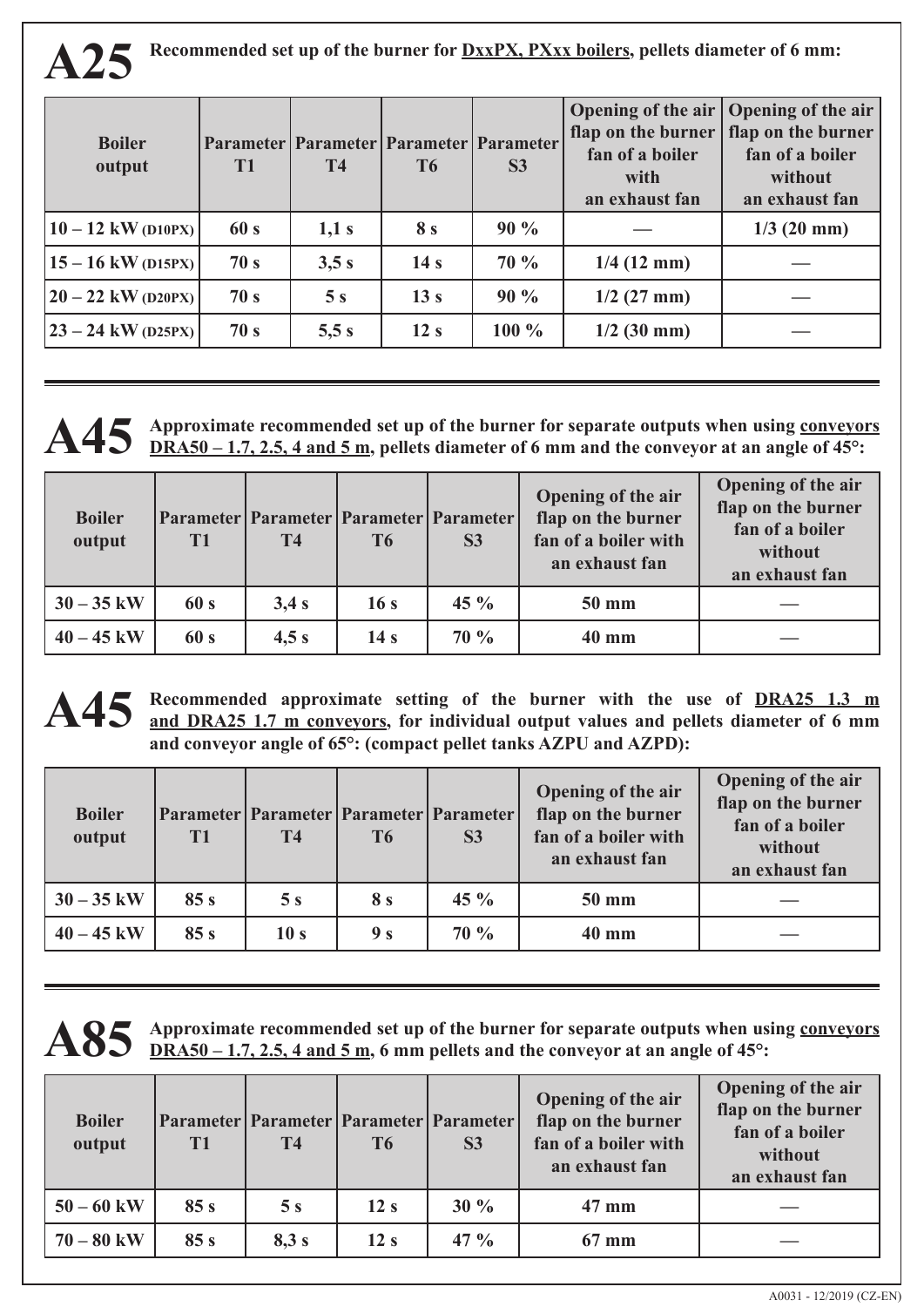## A25

**Recommended set up of the burner for <u>DxxPX, PXxx boilers</u>, pellets diameter of 6 mm:**

| Boiler output | Parameter T1 | Parameter T4 | Parameter T6 | Parameter S3 | Opening of the air flap on the burner fan of a boiler with an exhaust fan | Opening of the air flap on the burner fan of a boiler without an exhaust fan |
|---|---|---|---|---|---|---|
| 10 – 12 kW (D10PX) | 60 s | 1,1 s | 8 s | 90 % | — | 1/3 (20 mm) |
| 15 – 16 kW (D15PX) | 70 s | 3,5 s | 14 s | 70 % | 1/4 (12 mm) | — |
| 20 – 22 kW (D20PX) | 70 s | 5 s | 13 s | 90 % | 1/2 (27 mm) | — |
| 23 – 24 kW (D25PX) | 70 s | 5,5 s | 12 s | 100 % | 1/2 (30 mm) | — |

## A45

**Approximate recommended set up of the burner for separate outputs when using <u>conveyors DRA50 – 1.7, 2.5, 4 and 5 m</u>, pellets diameter of 6 mm and the conveyor at an angle of 45°:**

| Boiler output | Parameter T1 | Parameter T4 | Parameter T6 | Parameter S3 | Opening of the air flap on the burner fan of a boiler with an exhaust fan | Opening of the air flap on the burner fan of a boiler without an exhaust fan |
|---|---|---|---|---|---|---|
| 30 – 35 kW | 60 s | 3,4 s | 16 s | 45 % | 50 mm | — |
| 40 – 45 kW | 60 s | 4,5 s | 14 s | 70 % | 40 mm | — |

## A45

**Recommended approximate setting of the burner with the use of <u>DRA25 1.3 m and DRA25 1.7 m conveyors</u>, for individual output values and pellets diameter of 6 mm and conveyor angle of 65°: (compact pellet tanks AZPU and AZPD):**

| Boiler output | Parameter T1 | Parameter T4 | Parameter T6 | Parameter S3 | Opening of the air flap on the burner fan of a boiler with an exhaust fan | Opening of the air flap on the burner fan of a boiler without an exhaust fan |
|---|---|---|---|---|---|---|
| 30 – 35 kW | 85 s | 5 s | 8 s | 45 % | 50 mm | — |
| 40 – 45 kW | 85 s | 10 s | 9 s | 70 % | 40 mm | — |

## A85

**Approximate recommended set up of the burner for separate outputs when using <u>conveyors DRA50 – 1.7, 2.5, 4 and 5 m</u>, 6 mm pellets and the conveyor at an angle of 45°:**

| Boiler output | Parameter T1 | Parameter T4 | Parameter T6 | Parameter S3 | Opening of the air flap on the burner fan of a boiler with an exhaust fan | Opening of the air flap on the burner fan of a boiler without an exhaust fan |
|---|---|---|---|---|---|---|
| 50 – 60 kW | 85 s | 5 s | 12 s | 30 % | 47 mm | — |
| 70 – 80 kW | 85 s | 8,3 s | 12 s | 47 % | 67 mm | — |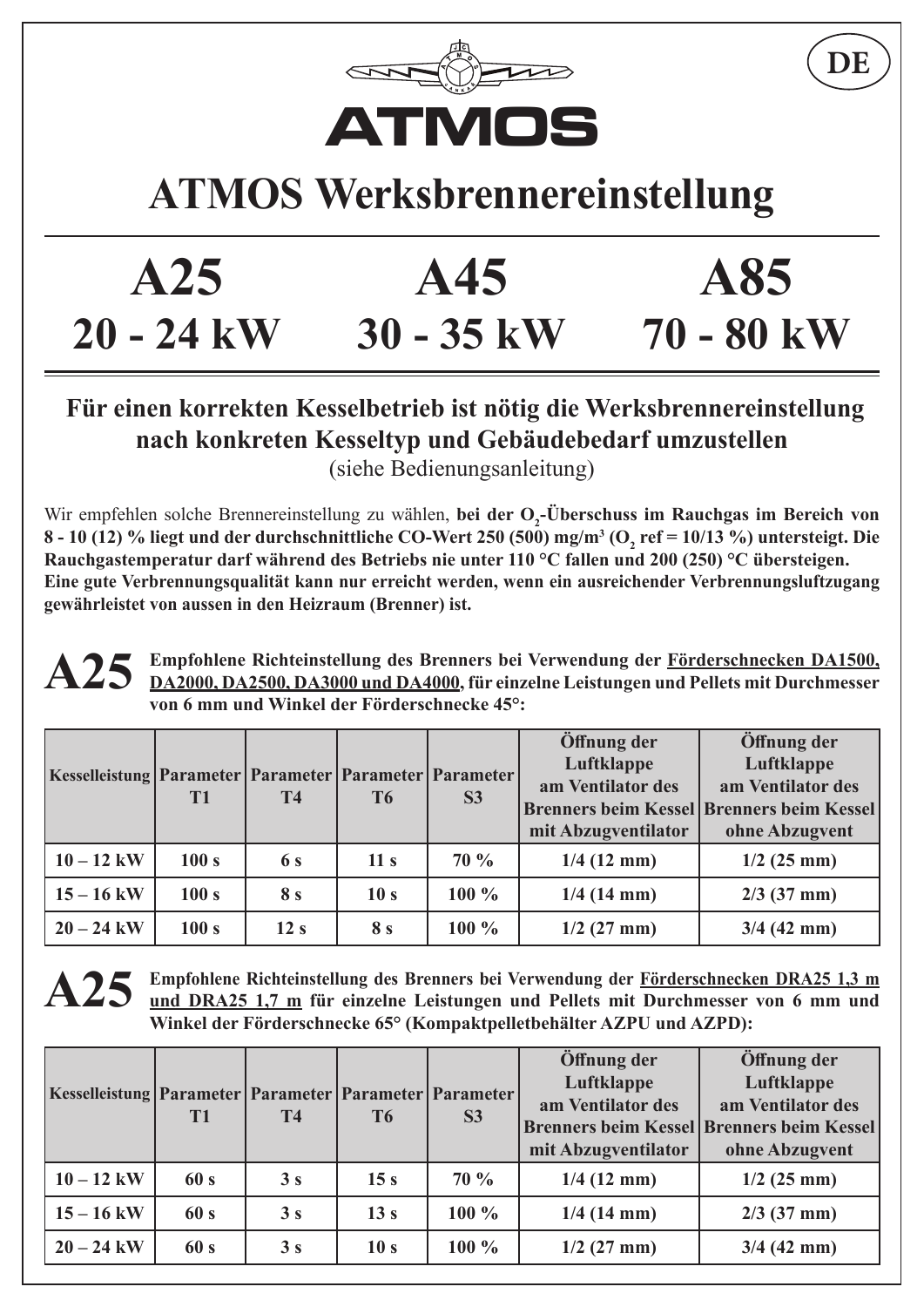ATMOS

DE

# ATMOS Werksbrennereinstellung

| A25 | A45 | A85 |
|---|---|---|
| 20 - 24 kW | 30 - 35 kW | 70 - 80 kW |

**Für einen korrekten Kesselbetrieb ist nötig die Werksbrennereinstellung nach konkreten Kesseltyp und Gebäudebedarf umzustellen**
(siehe Bedienungsanleitung)

Wir empfehlen solche Brennereinstellung zu wählen, **bei der $O_2$-Überschuss im Rauchgas im Bereich von 8 - 10 (12) % liegt und der durchschnittliche CO-Wert 250 (500) mg/m³ ($O_2$ ref = 10/13 %) untersteigt. Die Rauchgastemperatur darf während des Betriebs nie unter 110 °C fallen und 200 (250) °C übersteigen. Eine gute Verbrennungsqualität kann nur erreicht werden, wenn ein ausreichender Verbrennungsluftzugang gewährleistet von aussen in den Heizraum (Brenner) ist.**

## A25

**Empfohlene Richteinstellung des Brenners bei Verwendung der Förderschnecken DA1500, DA2000, DA2500, DA3000 und DA4000, für einzelne Leistungen und Pellets mit Durchmesser von 6 mm und Winkel der Förderschnecke 45°:**

| Kesselleistung | Parameter T1 | Parameter T4 | Parameter T6 | Parameter S3 | Öffnung der Luftklappe am Ventilator des Brenners beim Kessel mit Abzugventilator | Öffnung der Luftklappe am Ventilator des Brenners beim Kessel ohne Abzugvent |
|---|---|---|---|---|---|---|
| 10 – 12 kW | 100 s | 6 s | 11 s | 70 % | 1/4 (12 mm) | 1/2 (25 mm) |
| 15 – 16 kW | 100 s | 8 s | 10 s | 100 % | 1/4 (14 mm) | 2/3 (37 mm) |
| 20 – 24 kW | 100 s | 12 s | 8 s | 100 % | 1/2 (27 mm) | 3/4 (42 mm) |

## A25

**Empfohlene Richteinstellung des Brenners bei Verwendung der Förderschnecken DRA25 1,3 m und DRA25 1,7 m für einzelne Leistungen und Pellets mit Durchmesser von 6 mm und Winkel der Förderschnecke 65° (Kompaktpelletbehälter AZPU und AZPD):**

| Kesselleistung | Parameter T1 | Parameter T4 | Parameter T6 | Parameter S3 | Öffnung der Luftklappe am Ventilator des Brenners beim Kessel mit Abzugventilator | Öffnung der Luftklappe am Ventilator des Brenners beim Kessel ohne Abzugvent |
|---|---|---|---|---|---|---|
| 10 – 12 kW | 60 s | 3 s | 15 s | 70 % | 1/4 (12 mm) | 1/2 (25 mm) |
| 15 – 16 kW | 60 s | 3 s | 13 s | 100 % | 1/4 (14 mm) | 2/3 (37 mm) |
| 20 – 24 kW | 60 s | 3 s | 10 s | 100 % | 1/2 (27 mm) | 3/4 (42 mm) |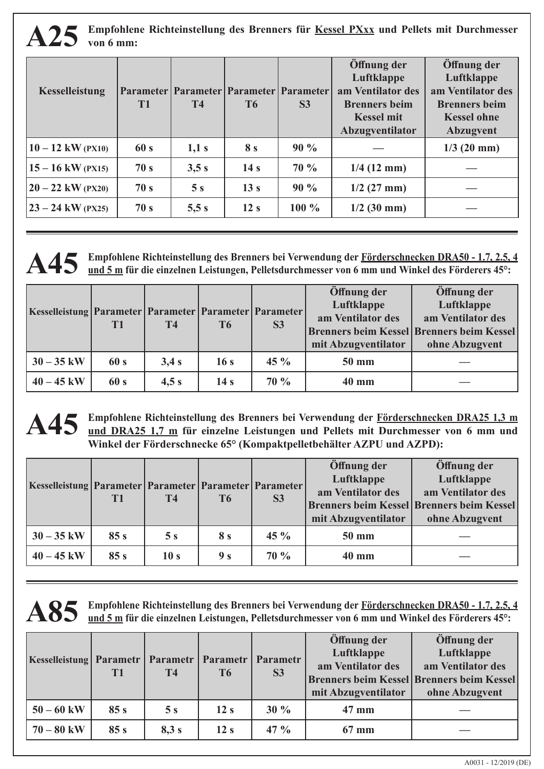## A25 Empfohlene Richteinstellung des Brenners für <u>Kessel PXxx</u> und Pellets mit Durchmesser von 6 mm:

| Kesselleistung | Parameter T1 | Parameter T4 | Parameter T6 | Parameter S3 | Öffnung der Luftklappe am Ventilator des Brenners beim Kessel mit Abzugventilator | Öffnung der Luftklappe am Ventilator des Brenners beim Kessel ohne Abzugvent |
|---|---|---|---|---|---|---|
| 10 – 12 kW (PX10) | 60 s | 1,1 s | 8 s | 90 % | — | 1/3 (20 mm) |
| 15 – 16 kW (PX15) | 70 s | 3,5 s | 14 s | 70 % | 1/4 (12 mm) | — |
| 20 – 22 kW (PX20) | 70 s | 5 s | 13 s | 90 % | 1/2 (27 mm) | — |
| 23 – 24 kW (PX25) | 70 s | 5,5 s | 12 s | 100 % | 1/2 (30 mm) | — |

## A45 Empfohlene Richteinstellung des Brenners bei Verwendung der <u>Förderschnecken DRA50 - 1.7, 2.5, 4 und 5 m</u> für die einzelnen Leistungen, Pelletsdurchmesser von 6 mm und Winkel des Förderers 45°:

| Kesselleistung | Parameter T1 | Parameter T4 | Parameter T6 | Parameter S3 | Öffnung der Luftklappe am Ventilator des Brenners beim Kessel mit Abzugventilator | Öffnung der Luftklappe am Ventilator des Brenners beim Kessel ohne Abzugvent |
|---|---|---|---|---|---|---|
| 30 – 35 kW | 60 s | 3,4 s | 16 s | 45 % | 50 mm | — |
| 40 – 45 kW | 60 s | 4,5 s | 14 s | 70 % | 40 mm | — |

## A45 Empfohlene Richteinstellung des Brenners bei Verwendung der <u>Förderschnecken DRA25 1,3 m und DRA25 1,7 m</u> für einzelne Leistungen und Pellets mit Durchmesser von 6 mm und Winkel der Förderschnecke 65° (Kompaktpelletbehälter AZPU und AZPD):

| Kesselleistung | Parameter T1 | Parameter T4 | Parameter T6 | Parameter S3 | Öffnung der Luftklappe am Ventilator des Brenners beim Kessel mit Abzugventilator | Öffnung der Luftklappe am Ventilator des Brenners beim Kessel ohne Abzugvent |
|---|---|---|---|---|---|---|
| 30 – 35 kW | 85 s | 5 s | 8 s | 45 % | 50 mm | — |
| 40 – 45 kW | 85 s | 10 s | 9 s | 70 % | 40 mm | — |

## A85 Empfohlene Richteinstellung des Brenners bei Verwendung der <u>Förderschnecken DRA50 - 1.7, 2.5, 4 und 5 m</u> für die einzelnen Leistungen, Pelletsdurchmesser von 6 mm und Winkel des Förderers 45°:

| Kesselleistung | Parametr T1 | Parametr T4 | Parametr T6 | Parametr S3 | Öffnung der Luftklappe am Ventilator des Brenners beim Kessel mit Abzugventilator | Öffnung der Luftklappe am Ventilator des Brenners beim Kessel ohne Abzugvent |
|---|---|---|---|---|---|---|
| 50 – 60 kW | 85 s | 5 s | 12 s | 30 % | 47 mm | — |
| 70 – 80 kW | 85 s | 8,3 s | 12 s | 47 % | 67 mm | — |

A0031 - 12/2019 (DE)